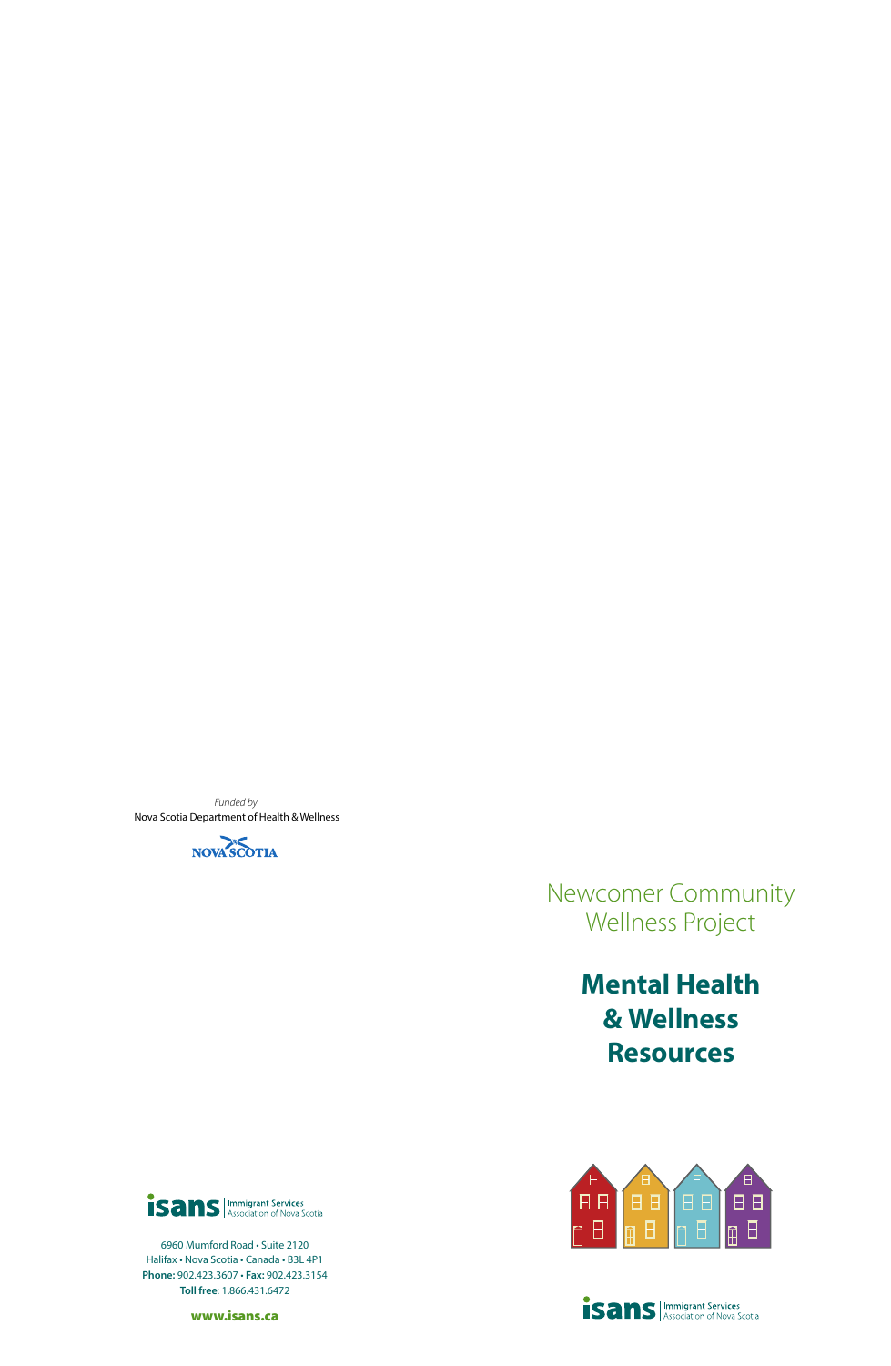*Funded by*
Nova Scotia Department of Health & Wellness

NOVA SCOTIA

Newcomer Community Wellness Project

# Mental Health & Wellness Resources

isans | Immigrant Services Association of Nova Scotia

6960 Mumford Road • Suite 2120
Halifax • Nova Scotia • Canada • B3L 4P1
**Phone:** 902.423.3607 • **Fax:** 902.423.3154
**Toll free**: 1.866.431.6472

**www.isans.ca**

isans | Immigrant Services Association of Nova Scotia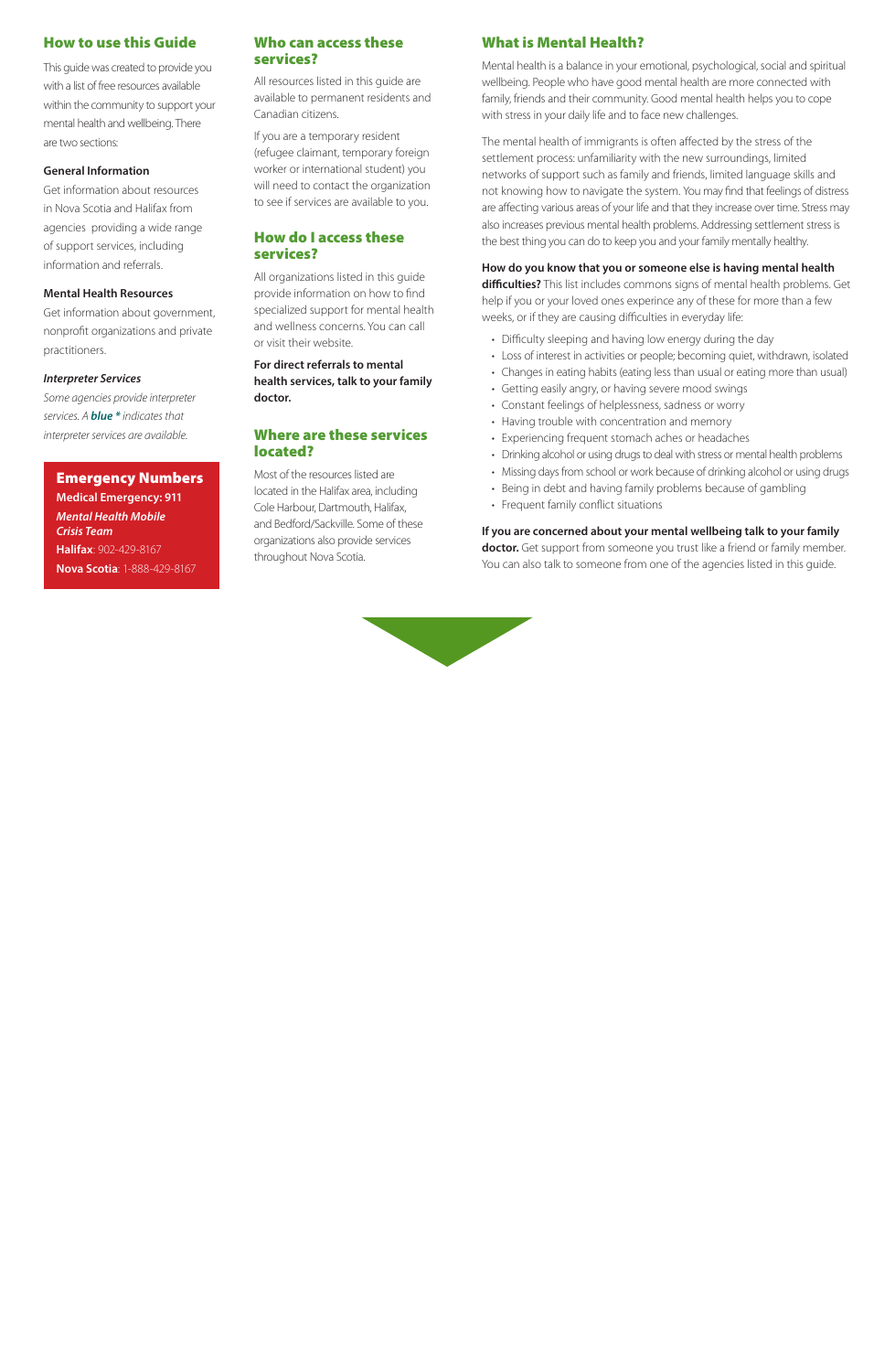## How to use this Guide

This guide was created to provide you with a list of free resources available within the community to support your mental health and wellbeing. There are two sections:

**General Information**

Get information about resources in Nova Scotia and Halifax from agencies providing a wide range of support services, including information and referrals.

**Mental Health Resources**

Get information about government, nonprofit organizations and private practitioners.

***Interpreter Services***

*Some agencies provide interpreter services. A **blue \*** indicates that interpreter services are available.*

### Emergency Numbers

**Medical Emergency: 911**

***Mental Health Mobile Crisis Team***

**Halifax**: 902-429-8167

**Nova Scotia**: 1-888-429-8167

## Who can access these services?

All resources listed in this guide are available to permanent residents and Canadian citizens.

If you are a temporary resident (refugee claimant, temporary foreign worker or international student) you will need to contact the organization to see if services are available to you.

## How do I access these services?

All organizations listed in this guide provide information on how to find specialized support for mental health and wellness concerns. You can call or visit their website.

**For direct referrals to mental health services, talk to your family doctor.**

## Where are these services located?

Most of the resources listed are located in the Halifax area, including Cole Harbour, Dartmouth, Halifax, and Bedford/Sackville. Some of these organizations also provide services throughout Nova Scotia.

## What is Mental Health?

Mental health is a balance in your emotional, psychological, social and spiritual wellbeing. People who have good mental health are more connected with family, friends and their community. Good mental health helps you to cope with stress in your daily life and to face new challenges.

The mental health of immigrants is often affected by the stress of the settlement process: unfamiliarity with the new surroundings, limited networks of support such as family and friends, limited language skills and not knowing how to navigate the system. You may find that feelings of distress are affecting various areas of your life and that they increase over time. Stress may also increases previous mental health problems. Addressing settlement stress is the best thing you can do to keep you and your family mentally healthy.

**How do you know that you or someone else is having mental health difficulties?** This list includes commons signs of mental health problems. Get help if you or your loved ones experince any of these for more than a few weeks, or if they are causing difficulties in everyday life:

- Difficulty sleeping and having low energy during the day
- Loss of interest in activities or people; becoming quiet, withdrawn, isolated
- Changes in eating habits (eating less than usual or eating more than usual)
- Getting easily angry, or having severe mood swings
- Constant feelings of helplessness, sadness or worry
- Having trouble with concentration and memory
- Experiencing frequent stomach aches or headaches
- Drinking alcohol or using drugs to deal with stress or mental health problems
- Missing days from school or work because of drinking alcohol or using drugs
- Being in debt and having family problems because of gambling
- Frequent family conflict situations

**If you are concerned about your mental wellbeing talk to your family doctor.** Get support from someone you trust like a friend or family member. You can also talk to someone from one of the agencies listed in this guide.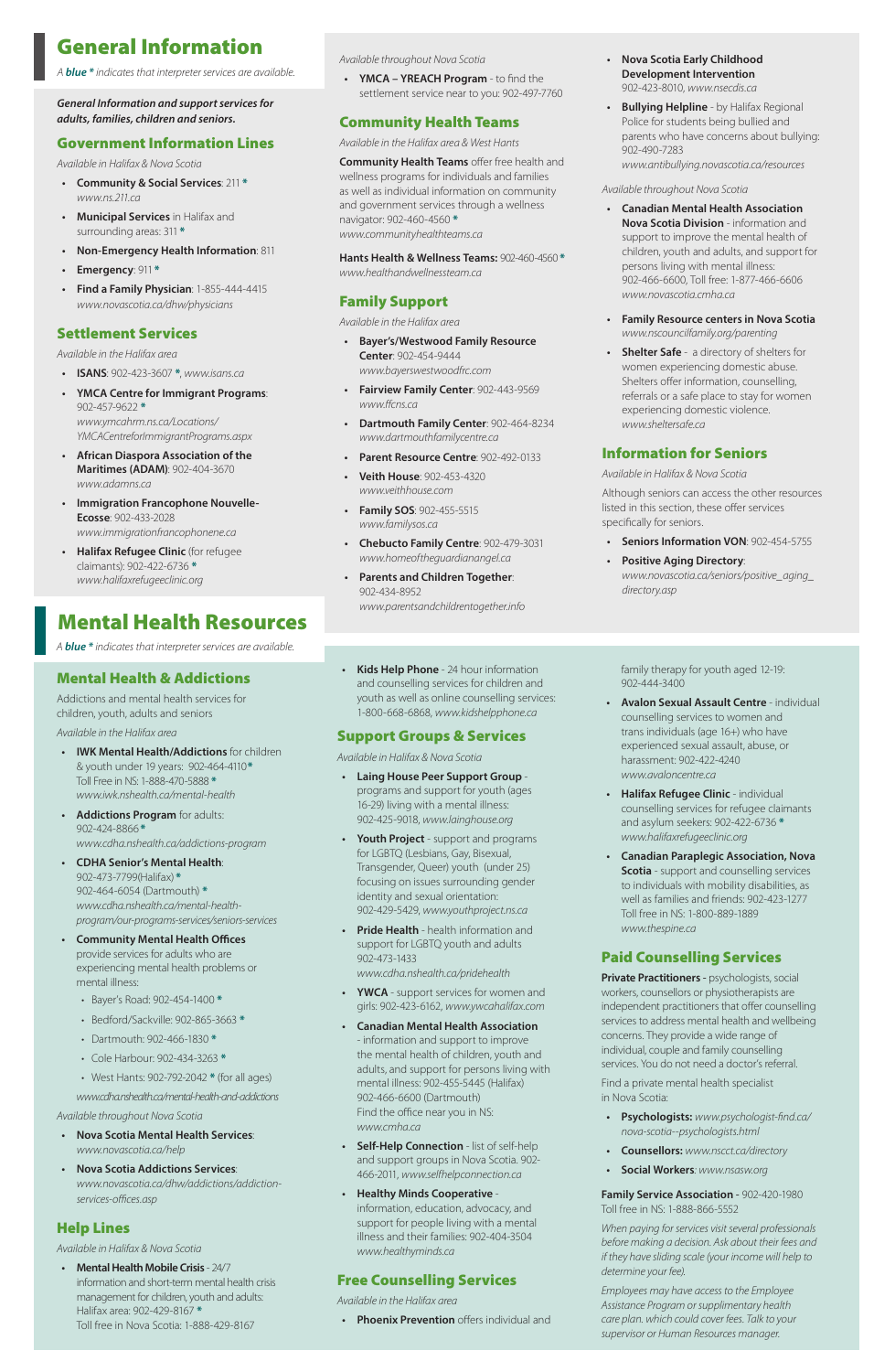# General Information

*A **blue \*** indicates that interpreter services are available.*

***General Information and support services for adults, families, children and seniors.***

## Government Information Lines

*Available in Halifax & Nova Scotia*

- **Community & Social Services**: 211 * *www.ns.211.ca*
- **Municipal Services** in Halifax and surrounding areas: 311 *
- **Non-Emergency Health Information**: 811
- **Emergency**: 911 *
- **Find a Family Physician**: 1-855-444-4415 *www.novascotia.ca/dhw/physicians*

## Settlement Services

*Available in the Halifax area*

- **ISANS**: 902-423-3607 *, *www.isans.ca*
- **YMCA Centre for Immigrant Programs**: 902-457-9622 * *www.ymcahrm.ns.ca/Locations/YMCACentreforImmigrantPrograms.aspx*
- **African Diaspora Association of the Maritimes (ADAM)**: 902-404-3670 *www.adamns.ca*
- **Immigration Francophone Nouvelle-Ecosse**: 902-433-2028 *www.immigrationfrancophonene.ca*
- **Halifax Refugee Clinic** (for refugee claimants): 902-422-6736 * *www.halifaxrefugeeclinic.org*

*Available throughout Nova Scotia*

- **YMCA – YREACH Program** - to find the settlement service near to you: 902-497-7760

## Community Health Teams

*Available in the Halifax area & West Hants*

**Community Health Teams** offer free health and wellness programs for individuals and families as well as individual information on community and government services through a wellness navigator: 902-460-4560 * *www.communityhealthteams.ca*

**Hants Health & Wellness Teams:** 902-460-4560 * *www.healthandwellnessteam.ca*

## Family Support

*Available in the Halifax area*

- **Bayer's/Westwood Family Resource Center**: 902-454-9444 *www.bayerswestwoodfrc.com*
- **Fairview Family Center**: 902-443-9569 *www.ffcns.ca*
- **Dartmouth Family Center**: 902-464-8234 *www.dartmouthfamilycentre.ca*
- **Parent Resource Centre**: 902-492-0133
- **Veith House**: 902-453-4320 *www.veithhouse.com*
- **Family SOS**: 902-455-5515 *www.familysos.ca*
- **Chebucto Family Centre**: 902-479-3031 *www.homeoftheguardianangel.ca*
- **Parents and Children Together**: 902-434-8952 *www.parentsandchildrentogether.info*
- **Nova Scotia Early Childhood Development Intervention** 902-423-8010, *www.nsecdis.ca*
- **Bullying Helpline** - by Halifax Regional Police for students being bullied and parents who have concerns about bullying: 902-490-7283 *www.antibullying.novascotia.ca/resources*

*Available throughout Nova Scotia*

- **Canadian Mental Health Association Nova Scotia Division** - information and support to improve the mental health of children, youth and adults, and support for persons living with mental illness: 902-466-6600, Toll free: 1-877-466-6606 *www.novascotia.cmha.ca*
- **Family Resource centers in Nova Scotia** *www.nscouncilfamily.org/parenting*
- **Shelter Safe** - a directory of shelters for women experiencing domestic abuse. Shelters offer information, counselling, referrals or a safe place to stay for women experiencing domestic violence. *www.sheltersafe.ca*

## Information for Seniors

*Available in Halifax & Nova Scotia*

Although seniors can access the other resources listed in this section, these offer services specifically for seniors.

- **Seniors Information VON**: 902-454-5755
- **Positive Aging Directory**: *www.novascotia.ca/seniors/positive_aging_directory.asp*

# Mental Health Resources

*A **blue \*** indicates that interpreter services are available.*

## Mental Health & Addictions

Addictions and mental health services for children, youth, adults and seniors

*Available in the Halifax area*

- **IWK Mental Health/Addictions** for children & youth under 19 years: 902-464-4110* Toll Free in NS: 1-888-470-5888 * *www.iwk.nshealth.ca/mental-health*
- **Addictions Program** for adults: 902-424-8866 * *www.cdha.nshealth.ca/addictions-program*
- **CDHA Senior's Mental Health**: 902-473-7799(Halifax) * 902-464-6054 (Dartmouth) * *www.cdha.nshealth.ca/mental-health-program/our-programs-services/seniors-services*
- **Community Mental Health Offices** provide services for adults who are experiencing mental health problems or mental illness:
  - Bayer's Road: 902-454-1400 *
  - Bedford/Sackville: 902-865-3663 *
  - Dartmouth: 902-466-1830 *
  - Cole Harbour: 902-434-3263 *
  - West Hants: 902-792-2042 * (for all ages)

*www.cdha.nshealth.ca/mental-health-and-addictions*

*Available throughout Nova Scotia*

- **Nova Scotia Mental Health Services**: *www.novascotia.ca/help*
- **Nova Scotia Addictions Services**: *www.novascotia.ca/dhw/addictions/addiction-services-offices.asp*

## Help Lines

*Available in Halifax & Nova Scotia*

- **Mental Health Mobile Crisis** - 24/7 information and short-term mental health crisis management for children, youth and adults: Halifax area: 902-429-8167 * Toll free in Nova Scotia: 1-888-429-8167
- **Kids Help Phone** - 24 hour information and counselling services for children and youth as well as online counselling services: 1-800-668-6868, *www.kidshelpphone.ca*

## Support Groups & Services

*Available in Halifax & Nova Scotia*

- **Laing House Peer Support Group** - programs and support for youth (ages 16-29) living with a mental illness: 902-425-9018, *www.lainghouse.org*
- **Youth Project** - support and programs for LGBTQ (Lesbians, Gay, Bisexual, Transgender, Queer) youth (under 25) focusing on issues surrounding gender identity and sexual orientation: 902-429-5429, *www.youthproject.ns.ca*
- **Pride Health** - health information and support for LGBTQ youth and adults 902-473-1433 *www.cdha.nshealth.ca/pridehealth*
- **YWCA** - support services for women and girls: 902-423-6162, *www.ywcahalifax.com*
- **Canadian Mental Health Association** - information and support to improve the mental health of children, youth and adults, and support for persons living with mental illness: 902-455-5445 (Halifax) 902-466-6600 (Dartmouth) Find the office near you in NS: *www.cmha.ca*
- **Self-Help Connection** - list of self-help and support groups in Nova Scotia. 902-466-2011, *www.selfhelpconnection.ca*
- **Healthy Minds Cooperative** - information, education, advocacy, and support for people living with a mental illness and their families: 902-404-3504 *www.healthyminds.ca*

## Free Counselling Services

*Available in the Halifax area*

- **Phoenix Prevention** offers individual and family therapy for youth aged 12-19: 902-444-3400
- **Avalon Sexual Assault Centre** - individual counselling services to women and trans individuals (age 16+) who have experienced sexual assault, abuse, or harassment: 902-422-4240 *www.avaloncentre.ca*
- **Halifax Refugee Clinic** - individual counselling services for refugee claimants and asylum seekers: 902-422-6736 * *www.halifaxrefugeeclinic.org*
- **Canadian Paraplegic Association, Nova Scotia** - support and counselling services to individuals with mobility disabilities, as well as families and friends: 902-423-1277 Toll free in NS: 1-800-889-1889 *www.thespine.ca*

## Paid Counselling Services

**Private Practitioners** - psychologists, social workers, counsellors or physiotherapists are independent practitioners that offer counselling services to address mental health and wellbeing concerns. They provide a wide range of individual, couple and family counselling services. You do not need a doctor's referral.

Find a private mental health specialist in Nova Scotia:

- **Psychologists:** *www.psychologist-find.ca/nova-scotia--psychologists.html*
- **Counsellors:** *www.nscct.ca/directory*
- **Social Workers**: *www.nsasw.org*

**Family Service Association** - 902-420-1980 Toll free in NS: 1-888-866-5552

*When paying for services visit several professionals before making a decision. Ask about their fees and if they have sliding scale (your income will help to determine your fee).*

*Employees may have access to the Employee Assistance Program or supplimentary health care plan. which could cover fees. Talk to your supervisor or Human Resources manager.*